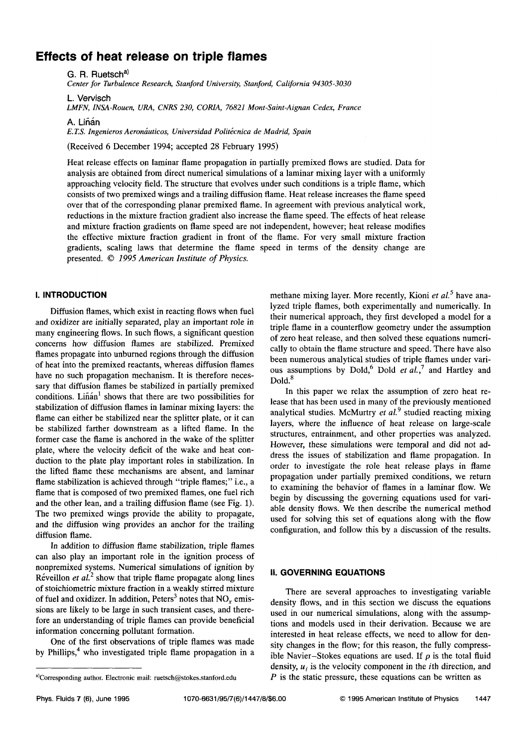# Effects of heat release on triple flames

G. R. Ruetsch[a)]

*Center for Turbulence Research, Stanford University, Stanford, California 94305-3030*

L. Vervisch

*LMFN, INSA-Rouen, URA, CNRS 230, CORIA, 76821 Mont-Saint-Aignan Cedex, France*

A. Liñán

*E.T.S. Ingenieros Aeronáuticos, Universidad Politécnica de Madrid, Spain*

(Received 6 December 1994; accepted 28 February 1995)

Heat release effects on laminar flame propagation in partially premixed flows are studied. Data for analysis are obtained from direct numerical simulations of a laminar mixing layer with a uniformly approaching velocity field. The structure that evolves under such conditions is a triple flame, which consists of two premixed wings and a trailing diffusion flame. Heat release increases the flame speed over that of the corresponding planar premixed flame. In agreement with previous analytical work, reductions in the mixture fraction gradient also increase the flame speed. The effects of heat release and mixture fraction gradients on flame speed are not independent, however; heat release modifies the effective mixture fraction gradient in front of the flame. For very small mixture fraction gradients, scaling laws that determine the flame speed in terms of the density change are presented. © *1995 American Institute of Physics.*

## I. INTRODUCTION

Diffusion flames, which exist in reacting flows when fuel and oxidizer are initially separated, play an important role in many engineering flows. In such flows, a significant question concerns how diffusion flames are stabilized. Premixed flames propagate into unburned regions through the diffusion of heat into the premixed reactants, whereas diffusion flames have no such propagation mechanism. It is therefore necessary that diffusion flames be stabilized in partially premixed conditions. Liñán[1] shows that there are two possibilities for stabilization of diffusion flames in laminar mixing layers: the flame can either be stabilized near the splitter plate, or it can be stabilized farther downstream as a lifted flame. In the former case the flame is anchored in the wake of the splitter plate, where the velocity deficit of the wake and heat conduction to the plate play important roles in stabilization. In the lifted flame these mechanisms are absent, and laminar flame stabilization is achieved through "triple flames;" i.e., a flame that is composed of two premixed flames, one fuel rich and the other lean, and a trailing diffusion flame (see Fig. 1). The two premixed wings provide the ability to propagate, and the diffusion wing provides an anchor for the trailing diffusion flame.

In addition to diffusion flame stabilization, triple flames can also play an important role in the ignition process of nonpremixed systems. Numerical simulations of ignition by Réveillon *et al.*[2] show that triple flame propagate along lines of stoichiometric mixture fraction in a weakly stirred mixture of fuel and oxidizer. In addition, Peters[3] notes that $NO_x$ emissions are likely to be large in such transient cases, and therefore an understanding of triple flames can provide beneficial information concerning pollutant formation.

One of the first observations of triple flames was made by Phillips,[4] who investigated triple flame propagation in a methane mixing layer. More recently, Kioni *et al.*[5] have analyzed triple flames, both experimentally and numerically. In their numerical approach, they first developed a model for a triple flame in a counterflow geometry under the assumption of zero heat release, and then solved these equations numerically to obtain the flame structure and speed. There have also been numerous analytical studies of triple flames under various assumptions by Dold,[6] Dold *et al.*,[7] and Hartley and Dold.[8]

In this paper we relax the assumption of zero heat release that has been used in many of the previously mentioned analytical studies. McMurtry *et al.*[9] studied reacting mixing layers, where the influence of heat release on large-scale structures, entrainment, and other properties was analyzed. However, these simulations were temporal and did not address the issues of stabilization and flame propagation. In order to investigate the role heat release plays in flame propagation under partially premixed conditions, we return to examining the behavior of flames in a laminar flow. We begin by discussing the governing equations used for variable density flows. We then describe the numerical method used for solving this set of equations along with the flow configuration, and follow this by a discussion of the results.

## II. GOVERNING EQUATIONS

There are several approaches to investigating variable density flows, and in this section we discuss the equations used in our numerical simulations, along with the assumptions and models used in their derivation. Because we are interested in heat release effects, we need to allow for density changes in the flow; for this reason, the fully compressible Navier–Stokes equations are used. If $\rho$ is the total fluid density, $u_i$ is the velocity component in the $i$th direction, and $P$ is the static pressure, these equations can be written as

[a)]Corresponding author. Electronic mail: ruetsch@stokes.stanford.edu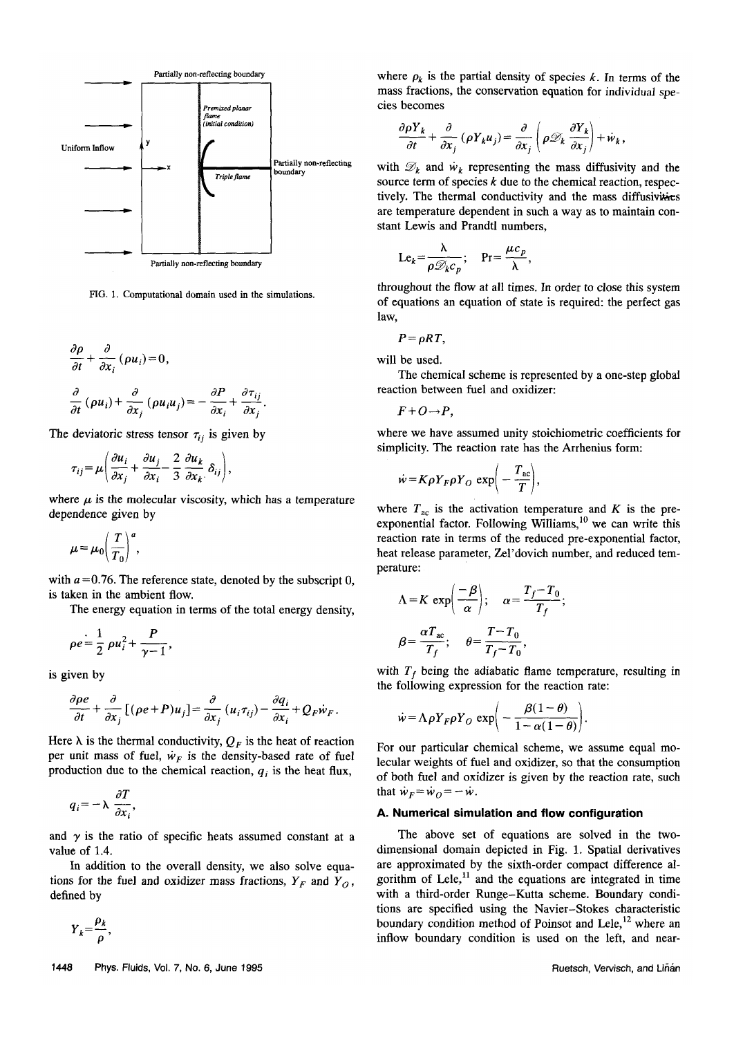Partially non-reflecting boundary

Premixed planar flame (initial condition)

Uniform Inflow

Partially non-reflecting boundary

Triple flame

Partially non-reflecting boundary

FIG. 1. Computational domain used in the simulations.

$$\frac{\partial \rho}{\partial t}+\frac{\partial}{\partial x_i}(\rho u_i)=0,$$

$$\frac{\partial}{\partial t}(\rho u_i)+\frac{\partial}{\partial x_j}(\rho u_i u_j)=-\frac{\partial P}{\partial x_i}+\frac{\partial \tau_{ij}}{\partial x_j}.$$

The deviatoric stress tensor $\tau_{ij}$ is given by

$$\tau_{ij}=\mu\left(\frac{\partial u_i}{\partial x_j}+\frac{\partial u_j}{\partial x_i}-\frac{2}{3}\frac{\partial u_k}{\partial x_k}\delta_{ij}\right),$$

where $\mu$ is the molecular viscosity, which has a temperature dependence given by

$$\mu=\mu_0\left(\frac{T}{T_0}\right)^a,$$

with $a=0.76$. The reference state, denoted by the subscript 0, is taken in the ambient flow.

The energy equation in terms of the total energy density,

$$\rho e=\frac{1}{2}\rho u_i^2+\frac{P}{\gamma-1},$$

is given by

$$\frac{\partial \rho e}{\partial t}+\frac{\partial}{\partial x_j}[(\rho e+P)u_j]=\frac{\partial}{\partial x_j}(u_i\tau_{ij})-\frac{\partial q_i}{\partial x_i}+Q_F\dot{w}_F.$$

Here $\lambda$ is the thermal conductivity, $Q_F$ is the heat of reaction per unit mass of fuel, $\dot{w}_F$ is the density-based rate of fuel production due to the chemical reaction, $q_i$ is the heat flux,

$$q_i=-\lambda\frac{\partial T}{\partial x_i},$$

and $\gamma$ is the ratio of specific heats assumed constant at a value of 1.4.

In addition to the overall density, we also solve equations for the fuel and oxidizer mass fractions, $Y_F$ and $Y_O$, defined by

$$Y_k=\frac{\rho_k}{\rho},$$

where $\rho_k$ is the partial density of species $k$. In terms of the mass fractions, the conservation equation for individual species becomes

$$\frac{\partial \rho Y_k}{\partial t}+\frac{\partial}{\partial x_j}(\rho Y_k u_j)=\frac{\partial}{\partial x_j}\left(\rho\mathscr{D}_k\frac{\partial Y_k}{\partial x_j}\right)+\dot{w}_k,$$

with $\mathscr{D}_k$ and $\dot{w}_k$ representing the mass diffusivity and the source term of species $k$ due to the chemical reaction, respectively. The thermal conductivity and the mass diffusivities are temperature dependent in such a way as to maintain constant Lewis and Prandtl numbers,

$$\mathrm{Le}_k=\frac{\lambda}{\rho\mathscr{D}_k c_p};\quad \mathrm{Pr}=\frac{\mu c_p}{\lambda},$$

throughout the flow at all times. In order to close this system of equations an equation of state is required: the perfect gas law,

$$P=\rho RT,$$

will be used.

The chemical scheme is represented by a one-step global reaction between fuel and oxidizer:

$$F+O\rightarrow P,$$

where we have assumed unity stoichiometric coefficients for simplicity. The reaction rate has the Arrhenius form:

$$\dot{w}=K\rho Y_F\rho Y_O\exp\left(-\frac{T_{ac}}{T}\right),$$

where $T_{ac}$ is the activation temperature and $K$ is the pre-exponential factor. Following Williams,[10] we can write this reaction rate in terms of the reduced pre-exponential factor, heat release parameter, Zel'dovich number, and reduced temperature:

$$\Lambda=K\exp\left(\frac{-\beta}{\alpha}\right);\quad \alpha=\frac{T_f-T_0}{T_f};$$

$$\beta=\frac{\alpha T_{ac}}{T_f};\quad \theta=\frac{T-T_0}{T_f-T_0},$$

with $T_f$ being the adiabatic flame temperature, resulting in the following expression for the reaction rate:

$$\dot{w}=\Lambda\rho Y_F\rho Y_O\exp\left(-\frac{\beta(1-\theta)}{1-\alpha(1-\theta)}\right).$$

For our particular chemical scheme, we assume equal molecular weights of fuel and oxidizer, so that the consumption of both fuel and oxidizer is given by the reaction rate, such that $\dot{w}_F=\dot{w}_O=-\dot{w}$.

### A. Numerical simulation and flow configuration

The above set of equations are solved in the two-dimensional domain depicted in Fig. 1. Spatial derivatives are approximated by the sixth-order compact difference algorithm of Lele,[11] and the equations are integrated in time with a third-order Runge–Kutta scheme. Boundary conditions are specified using the Navier–Stokes characteristic boundary condition method of Poinsot and Lele,[12] where an inflow boundary condition is used on the left, and near-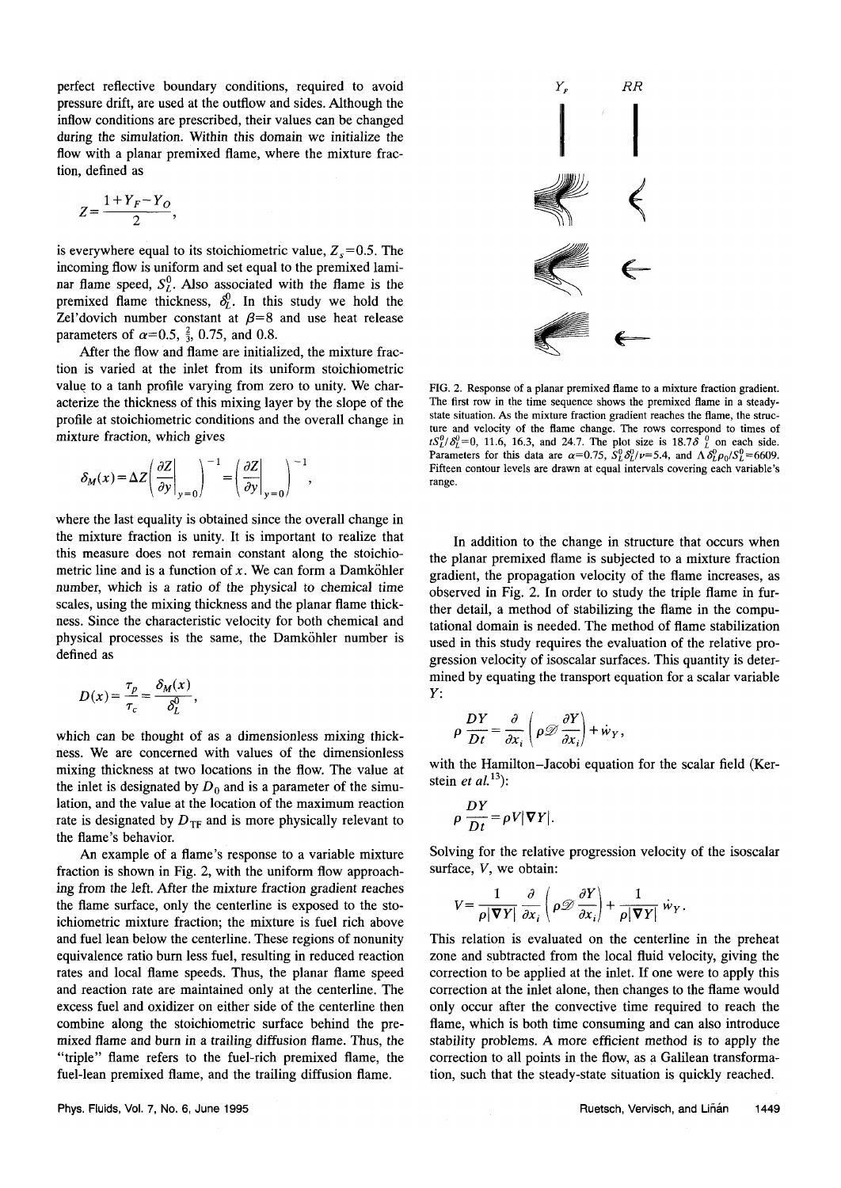perfect reflective boundary conditions, required to avoid pressure drift, are used at the outflow and sides. Although the inflow conditions are prescribed, their values can be changed during the simulation. Within this domain we initialize the flow with a planar premixed flame, where the mixture fraction, defined as

$$Z=\frac{1+Y_F-Y_O}{2},$$

is everywhere equal to its stoichiometric value, $Z_s=0.5$. The incoming flow is uniform and set equal to the premixed laminar flame speed, $S_L^0$. Also associated with the flame is the premixed flame thickness, $\delta_L^0$. In this study we hold the Zel'dovich number constant at $\beta=8$ and use heat release parameters of $\alpha=0.5$, $\frac{2}{3}$, 0.75, and 0.8.

After the flow and flame are initialized, the mixture fraction is varied at the inlet from its uniform stoichiometric value to a tanh profile varying from zero to unity. We characterize the thickness of this mixing layer by the slope of the profile at stoichiometric conditions and the overall change in mixture fraction, which gives

$$\delta_M(x)=\Delta Z\left(\left.\frac{\partial Z}{\partial y}\right|_{y=0}\right)^{-1}=\left(\left.\frac{\partial Z}{\partial y}\right|_{y=0}\right)^{-1},$$

where the last equality is obtained since the overall change in the mixture fraction is unity. It is important to realize that this measure does not remain constant along the stoichiometric line and is a function of $x$. We can form a Damköhler number, which is a ratio of the physical to chemical time scales, using the mixing thickness and the planar flame thickness. Since the characteristic velocity for both chemical and physical processes is the same, the Damköhler number is defined as

$$D(x)=\frac{\tau_p}{\tau_c}=\frac{\delta_M(x)}{\delta_L^0},$$

which can be thought of as a dimensionless mixing thickness. We are concerned with values of the dimensionless mixing thickness at two locations in the flow. The value at the inlet is designated by $D_0$ and is a parameter of the simulation, and the value at the location of the maximum reaction rate is designated by $D_{\mathrm{TF}}$ and is more physically relevant to the flame's behavior.

An example of a flame's response to a variable mixture fraction is shown in Fig. 2, with the uniform flow approaching from the left. After the mixture fraction gradient reaches the flame surface, only the centerline is exposed to the stoichiometric mixture fraction; the mixture is fuel rich above and fuel lean below the centerline. These regions of nonunity equivalence ratio burn less fuel, resulting in reduced reaction rates and local flame speeds. Thus, the planar flame speed and reaction rate are maintained only at the centerline. The excess fuel and oxidizer on either side of the centerline then combine along the stoichiometric surface behind the premixed flame and burn in a trailing diffusion flame. Thus, the "triple" flame refers to the fuel-rich premixed flame, the fuel-lean premixed flame, and the trailing diffusion flame.

FIG. 2. Response of a planar premixed flame to a mixture fraction gradient. The first row in the time sequence shows the premixed flame in a steady-state situation. As the mixture fraction gradient reaches the flame, the structure and velocity of the flame change. The rows correspond to times of $tS_L^0/\delta_L^0=0$, 11.6, 16.3, and 24.7. The plot size is $18.7\delta_L^0$ on each side. Parameters for this data are $\alpha=0.75$, $S_L^0\delta_L^0/\nu=5.4$, and $\Lambda\delta_L^0\rho_0/S_L^0=6609$. Fifteen contour levels are drawn at equal intervals covering each variable's range.

In addition to the change in structure that occurs when the planar premixed flame is subjected to a mixture fraction gradient, the propagation velocity of the flame increases, as observed in Fig. 2. In order to study the triple flame in further detail, a method of stabilizing the flame in the computational domain is needed. The method of flame stabilization used in this study requires the evaluation of the relative progression velocity of isoscalar surfaces. This quantity is determined by equating the transport equation for a scalar variable $Y$:

$$\rho\frac{DY}{Dt}=\frac{\partial}{\partial x_i}\left(\rho\mathscr{D}\frac{\partial Y}{\partial x_i}\right)+\dot{w}_Y,$$

with the Hamilton–Jacobi equation for the scalar field (Kerstein *et al.*[13]):

$$\rho\frac{DY}{Dt}=\rho V|\nabla Y|.$$

Solving for the relative progression velocity of the isoscalar surface, $V$, we obtain:

$$V=\frac{1}{\rho|\nabla Y|}\frac{\partial}{\partial x_i}\left(\rho\mathscr{D}\frac{\partial Y}{\partial x_i}\right)+\frac{1}{\rho|\nabla Y|}\dot{w}_Y.$$

This relation is evaluated on the centerline in the preheat zone and subtracted from the local fluid velocity, giving the correction to be applied at the inlet. If one were to apply this correction at the inlet alone, then changes to the flame would only occur after the convective time required to reach the flame, which is both time consuming and can also introduce stability problems. A more efficient method is to apply the correction to all points in the flow, as a Galilean transformation, such that the steady-state situation is quickly reached.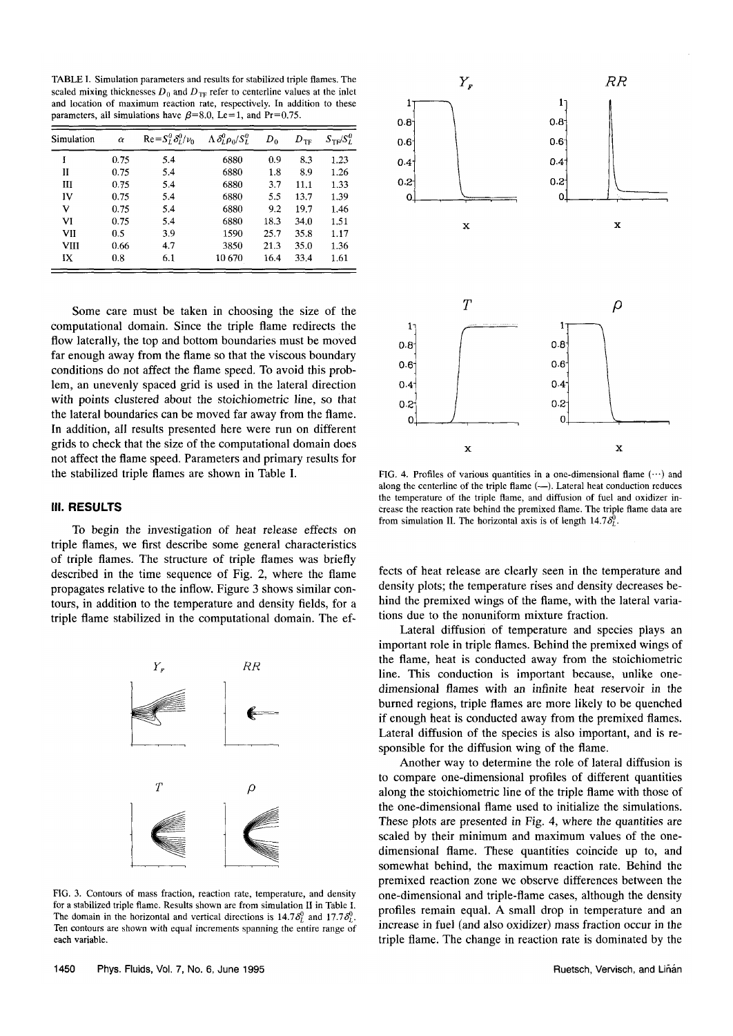TABLE I. Simulation parameters and results for stabilized triple flames. The scaled mixing thicknesses $D_0$ and $D_{TF}$ refer to centerline values at the inlet and location of maximum reaction rate, respectively. In addition to these parameters, all simulations have $\beta=8.0$, Le=1, and Pr=0.75.

| Simulation | $\alpha$ | $\mathrm{Re}=S_L^0\delta_L^0/\nu_0$ | $\Lambda\delta_L^0\rho_0/S_L^0$ | $D_0$ | $D_{TF}$ | $S_{TF}/S_L^0$ |
|---|---|---|---|---|---|---|
| I | 0.75 | 5.4 | 6880 | 0.9 | 8.3 | 1.23 |
| II | 0.75 | 5.4 | 6880 | 1.8 | 8.9 | 1.26 |
| III | 0.75 | 5.4 | 6880 | 3.7 | 11.1 | 1.33 |
| IV | 0.75 | 5.4 | 6880 | 5.5 | 13.7 | 1.39 |
| V | 0.75 | 5.4 | 6880 | 9.2 | 19.7 | 1.46 |
| VI | 0.75 | 5.4 | 6880 | 18.3 | 34.0 | 1.51 |
| VII | 0.5 | 3.9 | 1590 | 25.7 | 35.8 | 1.17 |
| VIII | 0.66 | 4.7 | 3850 | 21.3 | 35.0 | 1.36 |
| IX | 0.8 | 6.1 | 10 670 | 16.4 | 33.4 | 1.61 |

Some care must be taken in choosing the size of the computational domain. Since the triple flame redirects the flow laterally, the top and bottom boundaries must be moved far enough away from the flame so that the viscous boundary conditions do not affect the flame speed. To avoid this problem, an unevenly spaced grid is used in the lateral direction with points clustered about the stoichiometric line, so that the lateral boundaries can be moved far away from the flame. In addition, all results presented here were run on different grids to check that the size of the computational domain does not affect the flame speed. Parameters and primary results for the stabilized triple flames are shown in Table I.

## III. RESULTS

To begin the investigation of heat release effects on triple flames, we first describe some general characteristics of triple flames. The structure of triple flames was briefly described in the time sequence of Fig. 2, where the flame propagates relative to the inflow. Figure 3 shows similar contours, in addition to the temperature and density fields, for a triple flame stabilized in the computational domain. The effects of heat release are clearly seen in the temperature and density plots; the temperature rises and density decreases behind the premixed wings of the flame, with the lateral variations due to the nonuniform mixture fraction.

FIG. 3. Contours of mass fraction, reaction rate, temperature, and density for a stabilized triple flame. Results shown are from simulation II in Table I. The domain in the horizontal and vertical directions is $14.7\delta_L^0$ and $17.7\delta_L^0$. Ten contours are shown with equal increments spanning the entire range of each variable.

FIG. 4. Profiles of various quantities in a one-dimensional flame (···) and along the centerline of the triple flame (—). Lateral heat conduction reduces the temperature of the triple flame, and diffusion of fuel and oxidizer increase the reaction rate behind the premixed flame. The triple flame data are from simulation II. The horizontal axis is of length $14.7\delta_L^0$.

Lateral diffusion of temperature and species plays an important role in triple flames. Behind the premixed wings of the flame, heat is conducted away from the stoichiometric line. This conduction is important because, unlike one-dimensional flames with an infinite heat reservoir in the burned regions, triple flames are more likely to be quenched if enough heat is conducted away from the premixed flames. Lateral diffusion of the species is also important, and is responsible for the diffusion wing of the flame.

Another way to determine the role of lateral diffusion is to compare one-dimensional profiles of different quantities along the stoichiometric line of the triple flame with those of the one-dimensional flame used to initialize the simulations. These plots are presented in Fig. 4, where the quantities are scaled by their minimum and maximum values of the one-dimensional flame. These quantities coincide up to, and somewhat behind, the maximum reaction rate. Behind the premixed reaction zone we observe differences between the one-dimensional and triple-flame cases, although the density profiles remain equal. A small drop in temperature and an increase in fuel (and also oxidizer) mass fraction occur in the triple flame. The change in reaction rate is dominated by the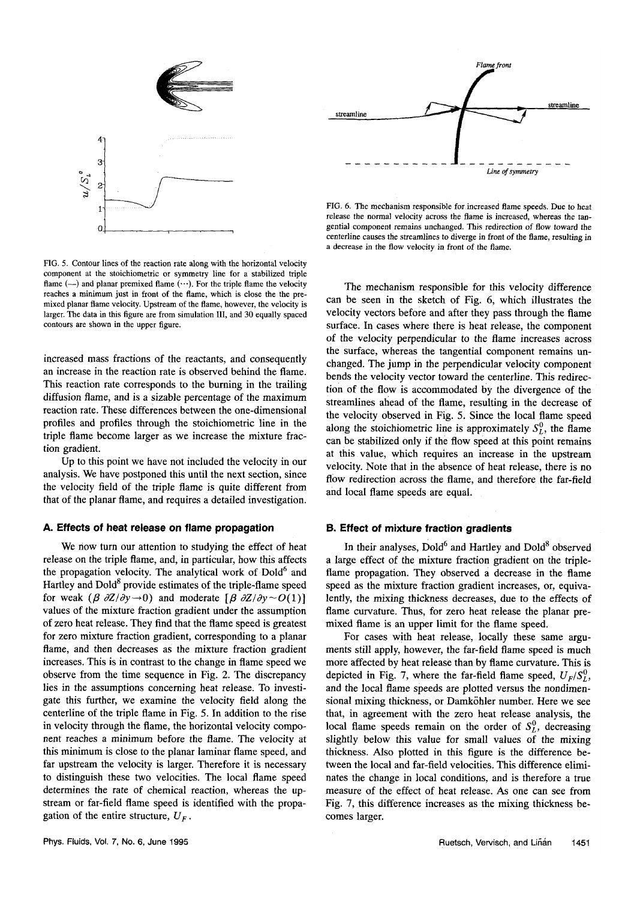FIG. 5. Contour lines of the reaction rate along with the horizontal velocity component at the stoichiometric or symmetry line for a stabilized triple flame (—) and planar premixed flame (···). For the triple flame the velocity reaches a minimum just in front of the flame, which is close the the premixed planar flame velocity. Upstream of the flame, however, the velocity is larger. The data in this figure are from simulation III, and 30 equally spaced contours are shown in the upper figure.

FIG. 6. The mechanism responsible for increased flame speeds. Due to heat release the normal velocity across the flame is increased, whereas the tangential component remains unchanged. This redirection of flow toward the centerline causes the streamlines to diverge in front of the flame, resulting in a decrease in the flow velocity in front of the flame.

increased mass fractions of the reactants, and consequently an increase in the reaction rate is observed behind the flame. This reaction rate corresponds to the burning in the trailing diffusion flame, and is a sizable percentage of the maximum reaction rate. These differences between the one-dimensional profiles and profiles through the stoichiometric line in the triple flame become larger as we increase the mixture fraction gradient.

Up to this point we have not included the velocity in our analysis. We have postponed this until the next section, since the velocity field of the triple flame is quite different from that of the planar flame, and requires a detailed investigation.

### A. Effects of heat release on flame propagation

We now turn our attention to studying the effect of heat release on the triple flame, and, in particular, how this affects the propagation velocity. The analytical work of Dold[6] and Hartley and Dold[8] provide estimates of the triple-flame speed for weak ($\beta\, \partial Z/\partial y \rightarrow 0$) and moderate [$\beta\, \partial Z/\partial y \sim O(1)$] values of the mixture fraction gradient under the assumption of zero heat release. They find that the flame speed is greatest for zero mixture fraction gradient, corresponding to a planar flame, and then decreases as the mixture fraction gradient increases. This is in contrast to the change in flame speed we observe from the time sequence in Fig. 2. The discrepancy lies in the assumptions concerning heat release. To investigate this further, we examine the velocity field along the centerline of the triple flame in Fig. 5. In addition to the rise in velocity through the flame, the horizontal velocity component reaches a minimum before the flame. The velocity at this minimum is close to the planar laminar flame speed, and far upstream the velocity is larger. Therefore it is necessary to distinguish these two velocities. The local flame speed determines the rate of chemical reaction, whereas the upstream or far-field flame speed is identified with the propagation of the entire structure, $U_F$.

The mechanism responsible for this velocity difference can be seen in the sketch of Fig. 6, which illustrates the velocity vectors before and after they pass through the flame surface. In cases where there is heat release, the component of the velocity perpendicular to the flame increases across the surface, whereas the tangential component remains unchanged. The jump in the perpendicular velocity component bends the velocity vector toward the centerline. This redirection of the flow is accommodated by the divergence of the streamlines ahead of the flame, resulting in the decrease of the velocity observed in Fig. 5. Since the local flame speed along the stoichiometric line is approximately $S_L^0$, the flame can be stabilized only if the flow speed at this point remains at this value, which requires an increase in the upstream velocity. Note that in the absence of heat release, there is no flow redirection across the flame, and therefore the far-field and local flame speeds are equal.

### B. Effect of mixture fraction gradients

In their analyses, Dold[6] and Hartley and Dold[8] observed a large effect of the mixture fraction gradient on the triple-flame propagation. They observed a decrease in the flame speed as the mixture fraction gradient increases, or, equivalently, the mixing thickness decreases, due to the effects of flame curvature. Thus, for zero heat release the planar premixed flame is an upper limit for the flame speed.

For cases with heat release, locally these same arguments still apply, however, the far-field flame speed is much more affected by heat release than by flame curvature. This is depicted in Fig. 7, where the far-field flame speed, $U_F/S_L^0$, and the local flame speeds are plotted versus the nondimensional mixing thickness, or Damköhler number. Here we see that, in agreement with the zero heat release analysis, the local flame speeds remain on the order of $S_L^0$, decreasing slightly below this value for small values of the mixing thickness. Also plotted in this figure is the difference between the local and far-field velocities. This difference eliminates the change in local conditions, and is therefore a true measure of the effect of heat release. As one can see from Fig. 7, this difference increases as the mixing thickness becomes larger.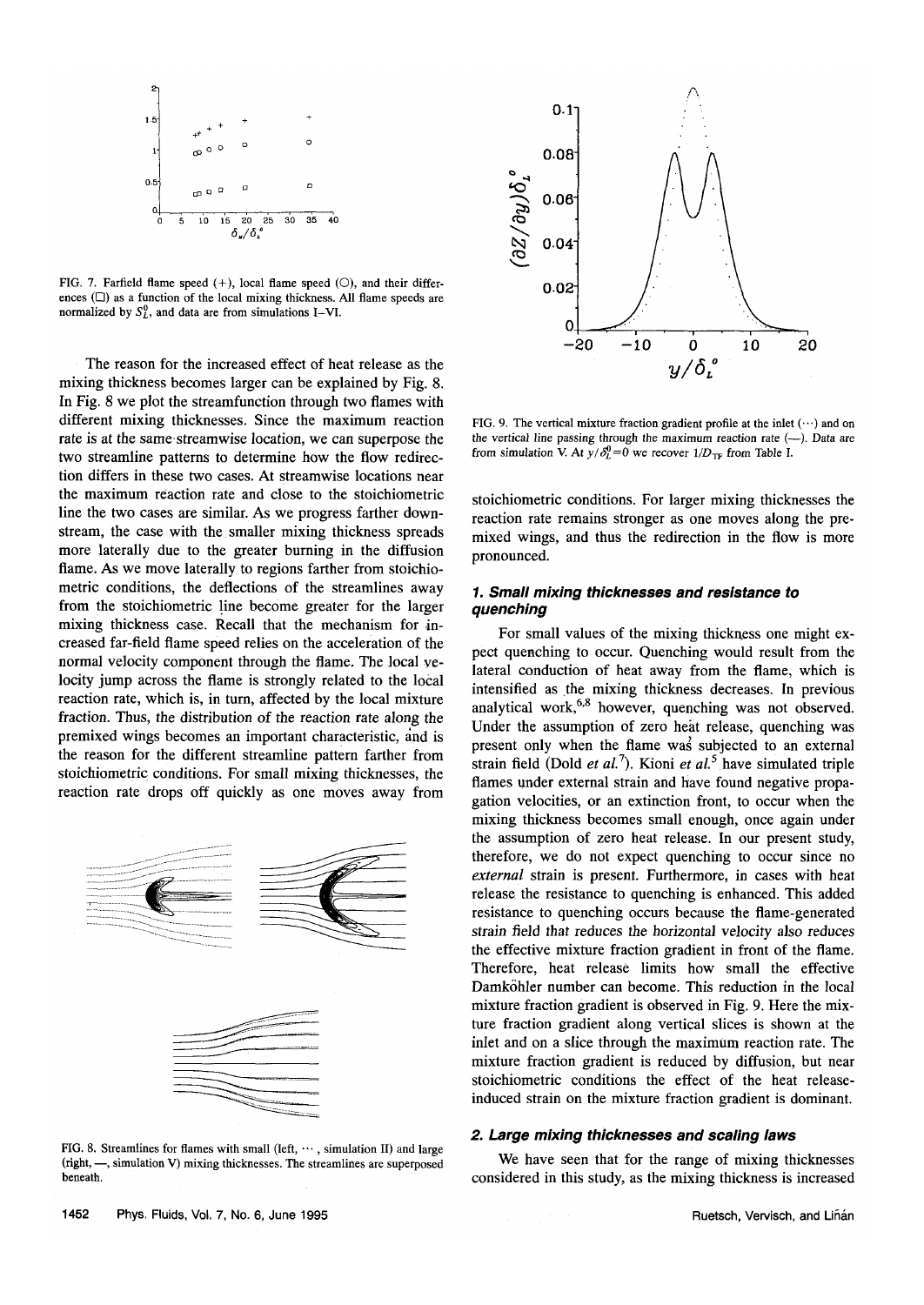FIG. 7. Farfield flame speed (+), local flame speed (○), and their differences (□) as a function of the local mixing thickness. All flame speeds are normalized by $S_L^0$, and data are from simulations I–VI.

The reason for the increased effect of heat release as the mixing thickness becomes larger can be explained by Fig. 8. In Fig. 8 we plot the streamfunction through two flames with different mixing thicknesses. Since the maximum reaction rate is at the same streamwise location, we can superpose the two streamline patterns to determine how the flow redirection differs in these two cases. At streamwise locations near the maximum reaction rate and close to the stoichiometric line the two cases are similar. As we progress farther downstream, the case with the smaller mixing thickness spreads more laterally due to the greater burning in the diffusion flame. As we move laterally to regions farther from stoichiometric conditions, the deflections of the streamlines away from the stoichiometric line become greater for the larger mixing thickness case. Recall that the mechanism for increased far-field flame speed relies on the acceleration of the normal velocity component through the flame. The local velocity jump across the flame is strongly related to the local reaction rate, which is, in turn, affected by the local mixture fraction. Thus, the distribution of the reaction rate along the premixed wings becomes an important characteristic, and is the reason for the different streamline pattern farther from stoichiometric conditions. For small mixing thicknesses, the reaction rate drops off quickly as one moves away from stoichiometric conditions. For larger mixing thicknesses the reaction rate remains stronger as one moves along the premixed wings, and thus the redirection in the flow is more pronounced.

FIG. 8. Streamlines for flames with small (left, ···, simulation II) and large (right, —, simulation V) mixing thicknesses. The streamlines are superposed beneath.

FIG. 9. The vertical mixture fraction gradient profile at the inlet (···) and on the vertical line passing through the maximum reaction rate (—). Data are from simulation V. At $y/\delta_L^0=0$ we recover $1/D_{TF}$ from Table I.

### 1. Small mixing thicknesses and resistance to quenching

For small values of the mixing thickness one might expect quenching to occur. Quenching would result from the lateral conduction of heat away from the flame, which is intensified as the mixing thickness decreases. In previous analytical work,[6,8] however, quenching was not observed. Under the assumption of zero heat release, quenching was present only when the flame was subjected to an external strain field (Dold *et al.*[7]). Kioni *et al.*[5] have simulated triple flames under external strain and have found negative propagation velocities, or an extinction front, to occur when the mixing thickness becomes small enough, once again under the assumption of zero heat release. In our present study, therefore, we do not expect quenching to occur since no *external* strain is present. Furthermore, in cases with heat release the resistance to quenching is enhanced. This added resistance to quenching occurs because the flame-generated strain field that reduces the horizontal velocity also reduces the effective mixture fraction gradient in front of the flame. Therefore, heat release limits how small the effective Damköhler number can become. This reduction in the local mixture fraction gradient is observed in Fig. 9. Here the mixture fraction gradient along vertical slices is shown at the inlet and on a slice through the maximum reaction rate. The mixture fraction gradient is reduced by diffusion, but near stoichiometric conditions the effect of the heat release-induced strain on the mixture fraction gradient is dominant.

### 2. Large mixing thicknesses and scaling laws

We have seen that for the range of mixing thicknesses considered in this study, as the mixing thickness is increased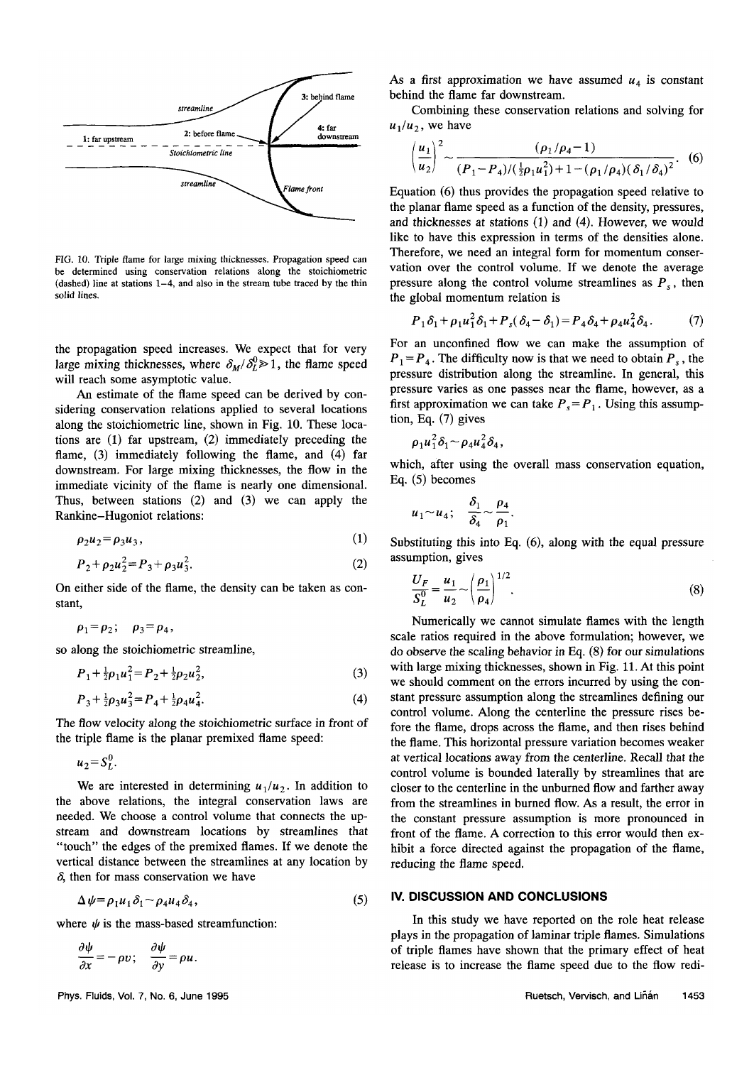FIG. 10. Triple flame for large mixing thicknesses. Propagation speed can be determined using conservation relations along the stoichiometric (dashed) line at stations 1–4, and also in the stream tube traced by the thin solid lines.

the propagation speed increases. We expect that for very large mixing thicknesses, where $\delta_M/\delta_L^0 \gg 1$, the flame speed will reach some asymptotic value.

An estimate of the flame speed can be derived by considering conservation relations applied to several locations along the stoichiometric line, shown in Fig. 10. These locations are (1) far upstream, (2) immediately preceding the flame, (3) immediately following the flame, and (4) far downstream. For large mixing thicknesses, the flow in the immediate vicinity of the flame is nearly one dimensional. Thus, between stations (2) and (3) we can apply the Rankine–Hugoniot relations:

$$\rho_2 u_2 = \rho_3 u_3, \tag{1}$$

$$P_2 + \rho_2 u_2^2 = P_3 + \rho_3 u_3^2. \tag{2}$$

On either side of the flame, the density can be taken as constant,

$$\rho_1 = \rho_2; \quad \rho_3 = \rho_4,$$

so along the stoichiometric streamline,

$$P_1 + \tfrac{1}{2}\rho_1 u_1^2 = P_2 + \tfrac{1}{2}\rho_2 u_2^2, \tag{3}$$

$$P_3 + \tfrac{1}{2}\rho_3 u_3^2 = P_4 + \tfrac{1}{2}\rho_4 u_4^2. \tag{4}$$

The flow velocity along the stoichiometric surface in front of the triple flame is the planar premixed flame speed:

$$u_2 = S_L^0.$$

We are interested in determining $u_1/u_2$. In addition to the above relations, the integral conservation laws are needed. We choose a control volume that connects the upstream and downstream locations by streamlines that "touch" the edges of the premixed flames. If we denote the vertical distance between the streamlines at any location by $\delta$, then for mass conservation we have

$$\Delta\psi = \rho_1 u_1 \delta_1 \sim \rho_4 u_4 \delta_4, \tag{5}$$

where $\psi$ is the mass-based streamfunction:

$$\frac{\partial \psi}{\partial x} = -\rho v; \quad \frac{\partial \psi}{\partial y} = \rho u.$$

As a first approximation we have assumed $u_4$ is constant behind the flame far downstream.

Combining these conservation relations and solving for $u_1/u_2$, we have

$$\left(\frac{u_1}{u_2}\right)^2 \sim \frac{(\rho_1/\rho_4 - 1)}{(P_1 - P_4)/(\tfrac{1}{2}\rho_1 u_1^2) + 1 - (\rho_1/\rho_4)(\delta_1/\delta_4)^2}. \tag{6}$$

Equation (6) thus provides the propagation speed relative to the planar flame speed as a function of the density, pressures, and thicknesses at stations (1) and (4). However, we would like to have this expression in terms of the densities alone. Therefore, we need an integral form for momentum conservation over the control volume. If we denote the average pressure along the control volume streamlines as $P_s$, then the global momentum relation is

$$P_1\delta_1 + \rho_1 u_1^2 \delta_1 + P_s(\delta_4 - \delta_1) = P_4\delta_4 + \rho_4 u_4^2 \delta_4. \tag{7}$$

For an unconfined flow we can make the assumption of $P_1 = P_4$. The difficulty now is that we need to obtain $P_s$, the pressure distribution along the streamline. In general, this pressure varies as one passes near the flame, however, as a first approximation we can take $P_s = P_1$. Using this assumption, Eq. (7) gives

$$\rho_1 u_1^2 \delta_1 \sim \rho_4 u_4^2 \delta_4,$$

which, after using the overall mass conservation equation, Eq. (5) becomes

$$u_1 \sim u_4; \quad \frac{\delta_1}{\delta_4} \sim \frac{\rho_4}{\rho_1}.$$

Substituting this into Eq. (6), along with the equal pressure assumption, gives

$$\frac{U_F}{S_L^0} = \frac{u_1}{u_2} \sim \left(\frac{\rho_1}{\rho_4}\right)^{1/2}. \tag{8}$$

Numerically we cannot simulate flames with the length scale ratios required in the above formulation; however, we do observe the scaling behavior in Eq. (8) for our simulations with large mixing thicknesses, shown in Fig. 11. At this point we should comment on the errors incurred by using the constant pressure assumption along the streamlines defining our control volume. Along the centerline the pressure rises before the flame, drops across the flame, and then rises behind the flame. This horizontal pressure variation becomes weaker at vertical locations away from the centerline. Recall that the control volume is bounded laterally by streamlines that are closer to the centerline in the unburned flow and farther away from the streamlines in burned flow. As a result, the error in the constant pressure assumption is more pronounced in front of the flame. A correction to this error would then exhibit a force directed against the propagation of the flame, reducing the flame speed.

## IV. DISCUSSION AND CONCLUSIONS

In this study we have reported on the role heat release plays in the propagation of laminar triple flames. Simulations of triple flames have shown that the primary effect of heat release is to increase the flame speed due to the flow redi-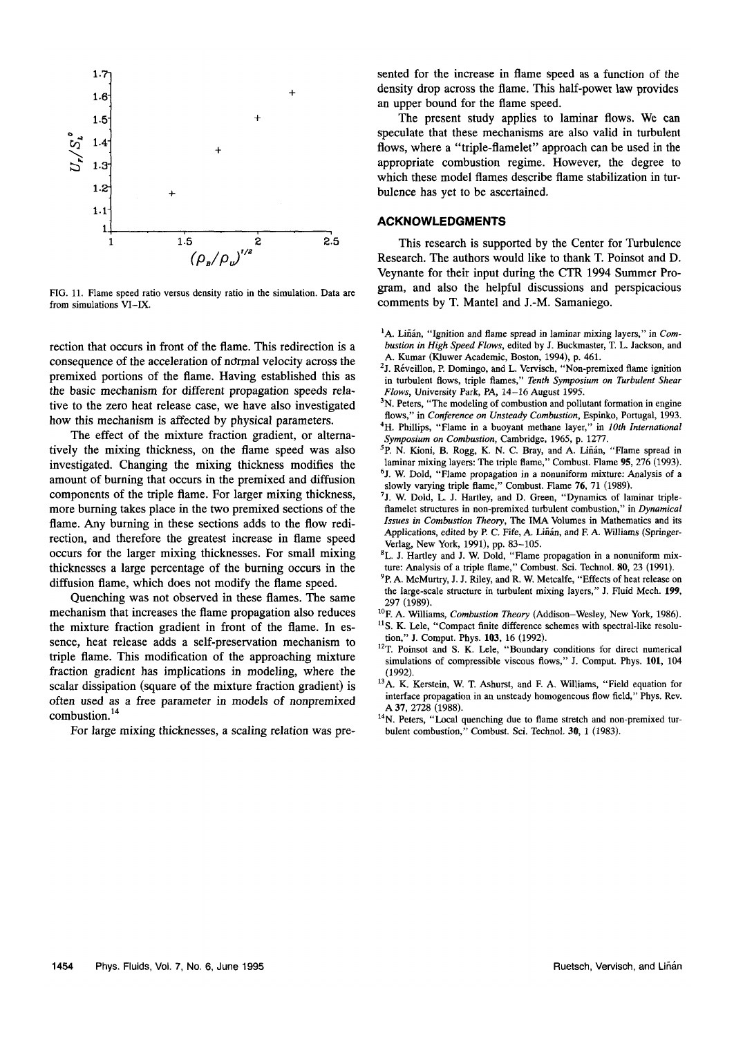1.7
1.6
1.5
1.4
1.3
1.2
1.1
1

$U_f/S_L^o$

1
1.5
2
2.5

$(\rho_B/\rho_U)^{1/2}$

FIG. 11. Flame speed ratio versus density ratio in the simulation. Data are from simulations VI–IX.

rection that occurs in front of the flame. This redirection is a consequence of the acceleration of normal velocity across the premixed portions of the flame. Having established this as the basic mechanism for different propagation speeds relative to the zero heat release case, we have also investigated how this mechanism is affected by physical parameters.

The effect of the mixture fraction gradient, or alternatively the mixing thickness, on the flame speed was also investigated. Changing the mixing thickness modifies the amount of burning that occurs in the premixed and diffusion components of the triple flame. For larger mixing thickness, more burning takes place in the two premixed sections of the flame. Any burning in these sections adds to the flow redirection, and therefore the greatest increase in flame speed occurs for the larger mixing thicknesses. For small mixing thicknesses a large percentage of the burning occurs in the diffusion flame, which does not modify the flame speed.

Quenching was not observed in these flames. The same mechanism that increases the flame propagation also reduces the mixture fraction gradient in front of the flame. In essence, heat release adds a self-preservation mechanism to triple flame. This modification of the approaching mixture fraction gradient has implications in modeling, where the scalar dissipation (square of the mixture fraction gradient) is often used as a free parameter in models of nonpremixed combustion.[14]

For large mixing thicknesses, a scaling relation was presented for the increase in flame speed as a function of the density drop across the flame. This half-power law provides an upper bound for the flame speed.

The present study applies to laminar flows. We can speculate that these mechanisms are also valid in turbulent flows, where a "triple-flamelet" approach can be used in the appropriate combustion regime. However, the degree to which these model flames describe flame stabilization in turbulence has yet to be ascertained.

## ACKNOWLEDGMENTS

This research is supported by the Center for Turbulence Research. The authors would like to thank T. Poinsot and D. Veynante for their input during the CTR 1994 Summer Program, and also the helpful discussions and perspicacious comments by T. Mantel and J.-M. Samaniego.

[1] A. Liñán, "Ignition and flame spread in laminar mixing layers," in *Combustion in High Speed Flows*, edited by J. Buckmaster, T. L. Jackson, and A. Kumar (Kluwer Academic, Boston, 1994), p. 461.

[2] J. Réveillon, P. Domingo, and L. Vervisch, "Non-premixed flame ignition in turbulent flows, triple flames," *Tenth Symposium on Turbulent Shear Flows*, University Park, PA, 14–16 August 1995.

[3] N. Peters, "The modeling of combustion and pollutant formation in engine flows," in *Conference on Unsteady Combustion*, Espinko, Portugal, 1993.

[4] H. Phillips, "Flame in a buoyant methane layer," in *10th International Symposium on Combustion*, Cambridge, 1965, p. 1277.

[5] P. N. Kioni, B. Rogg, K. N. C. Bray, and A. Liñán, "Flame spread in laminar mixing layers: The triple flame," Combust. Flame **95**, 276 (1993).

[6] J. W. Dold, "Flame propagation in a nonuniform mixture: Analysis of a slowly varying triple flame," Combust. Flame **76**, 71 (1989).

[7] J. W. Dold, L. J. Hartley, and D. Green, "Dynamics of laminar triple-flamelet structures in non-premixed turbulent combustion," in *Dynamical Issues in Combustion Theory*, The IMA Volumes in Mathematics and its Applications, edited by P. C. Fife, A. Liñán, and F. A. Williams (Springer-Verlag, New York, 1991), pp. 83–105.

[8] L. J. Hartley and J. W. Dold, "Flame propagation in a nonuniform mixture: Analysis of a triple flame," Combust. Sci. Technol. **80**, 23 (1991).

[9] P. A. McMurtry, J. J. Riley, and R. W. Metcalfe, "Effects of heat release on the large-scale structure in turbulent mixing layers," J. Fluid Mech. **199**, 297 (1989).

[10] F. A. Williams, *Combustion Theory* (Addison–Wesley, New York, 1986).

[11] S. K. Lele, "Compact finite difference schemes with spectral-like resolution," J. Comput. Phys. **103**, 16 (1992).

[12] T. Poinsot and S. K. Lele, "Boundary conditions for direct numerical simulations of compressible viscous flows," J. Comput. Phys. **101**, 104 (1992).

[13] A. K. Kerstein, W. T. Ashurst, and F. A. Williams, "Field equation for interface propagation in an unsteady homogeneous flow field," Phys. Rev. A **37**, 2728 (1988).

[14] N. Peters, "Local quenching due to flame stretch and non-premixed turbulent combustion," Combust. Sci. Technol. **30**, 1 (1983).